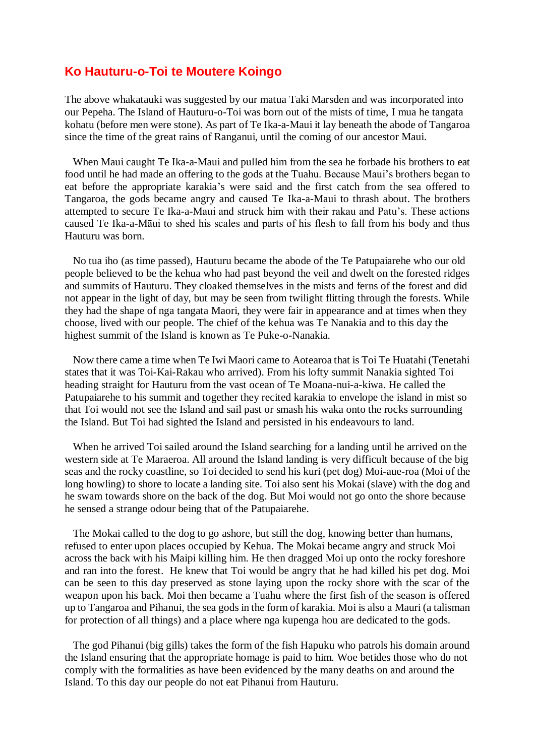## Ko Hauturu-o-Toi te Moutere Koingo

The above whakatauki was suggested by our matua Taki Marsden and was incorporated into our Pepeha. The Island of Hauturu-o-Toi was born out of the mists of time, I mua he tangata kohatu (before men were stone). As part of Te Ika-a-Maui it lay beneath the abode of Tangaroa since the time of the great rains of Ranganui, until the coming of our ancestor Maui.

When Maui caught Te Ika-a-Maui and pulled him from the sea he forbade his brothers to eat food until he had made an offering to the gods at the Tuahu. Because Maui's brothers began to eat before the appropriate karakia's were said and the first catch from the sea offered to Tangaroa, the gods became angry and caused Te Ika-a-Maui to thrash about. The brothers attempted to secure Te Ika-a-Maui and struck him with their rakau and Patu's. These actions caused Te Ika-a-Māui to shed his scales and parts of his flesh to fall from his body and thus Hauturu was born.

No tua iho (as time passed), Hauturu became the abode of the Te Patupaiarehe who our old people believed to be the kehua who had past beyond the veil and dwelt on the forested ridges and summits of Hauturu. They cloaked themselves in the mists and ferns of the forest and did not appear in the light of day, but may be seen from twilight flitting through the forests. While they had the shape of nga tangata Maori, they were fair in appearance and at times when they choose, lived with our people. The chief of the kehua was Te Nanakia and to this day the highest summit of the Island is known as Te Puke-o-Nanakia.

Now there came a time when Te Iwi Maori came to Aotearoa that is Toi Te Huatahi (Tenetahi states that it was Toi-Kai-Rakau who arrived). From his lofty summit Nanakia sighted Toi heading straight for Hauturu from the vast ocean of Te Moana-nui-a-kiwa. He called the Patupaiarehe to his summit and together they recited karakia to envelope the island in mist so that Toi would not see the Island and sail past or smash his waka onto the rocks surrounding the Island. But Toi had sighted the Island and persisted in his endeavours to land.

When he arrived Toi sailed around the Island searching for a landing until he arrived on the western side at Te Maraeroa. All around the Island landing is very difficult because of the big seas and the rocky coastline, so Toi decided to send his kuri (pet dog) Moi-aue-roa (Moi of the long howling) to shore to locate a landing site. Toi also sent his Mokai (slave) with the dog and he swam towards shore on the back of the dog. But Moi would not go onto the shore because he sensed a strange odour being that of the Patupaiarehe.

The Mokai called to the dog to go ashore, but still the dog, knowing better than humans, refused to enter upon places occupied by Kehua. The Mokai became angry and struck Moi across the back with his Maipi killing him. He then dragged Moi up onto the rocky foreshore and ran into the forest. He knew that Toi would be angry that he had killed his pet dog. Moi can be seen to this day preserved as stone laying upon the rocky shore with the scar of the weapon upon his back. Moi then became a Tuahu where the first fish of the season is offered up to Tangaroa and Pihanui, the sea gods in the form of karakia. Moi is also a Mauri (a talisman for protection of all things) and a place where nga kupenga hou are dedicated to the gods.

The god Pihanui (big gills) takes the form of the fish Hapuku who patrols his domain around the Island ensuring that the appropriate homage is paid to him. Woe betides those who do not comply with the formalities as have been evidenced by the many deaths on and around the Island. To this day our people do not eat Pihanui from Hauturu.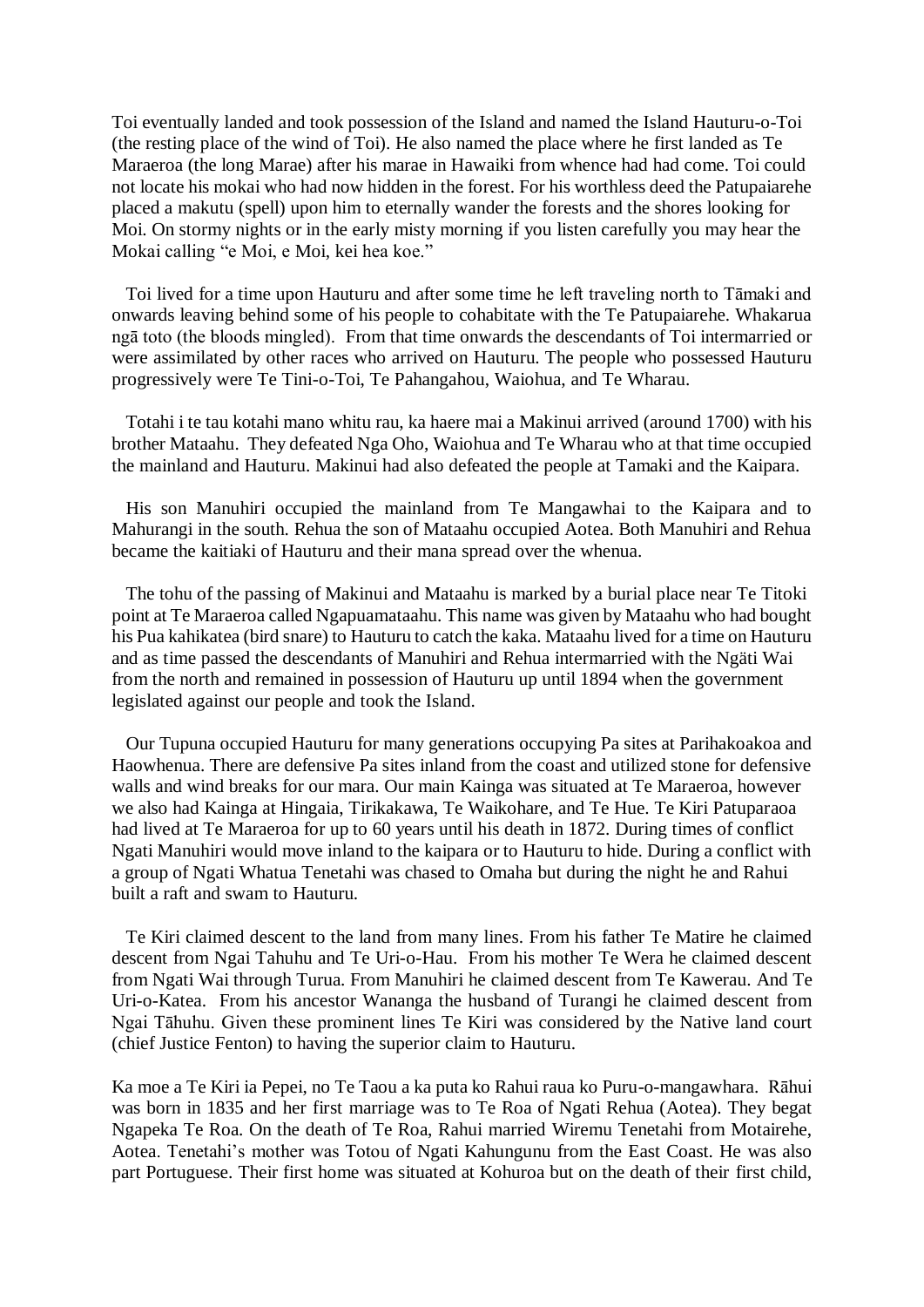Toi eventually landed and took possession of the Island and named the Island Hauturu-o-Toi (the resting place of the wind of Toi). He also named the place where he first landed as Te Maraeroa (the long Marae) after his marae in Hawaiki from whence had had come. Toi could not locate his mokai who had now hidden in the forest. For his worthless deed the Patupaiarehe placed a makutu (spell) upon him to eternally wander the forests and the shores looking for Moi. On stormy nights or in the early misty morning if you listen carefully you may hear the Mokai calling "e Moi, e Moi, kei hea koe."

Toi lived for a time upon Hauturu and after some time he left traveling north to Tāmaki and onwards leaving behind some of his people to cohabitate with the Te Patupaiarehe. Whakarua ngā toto (the bloods mingled). From that time onwards the descendants of Toi intermarried or were assimilated by other races who arrived on Hauturu. The people who possessed Hauturu progressively were Te Tini-o-Toi, Te Pahangahou, Waiohua, and Te Wharau.

Totahi i te tau kotahi mano whitu rau, ka haere mai a Makinui arrived (around 1700) with his brother Mataahu. They defeated Nga Oho, Waiohua and Te Wharau who at that time occupied the mainland and Hauturu. Makinui had also defeated the people at Tamaki and the Kaipara.

His son Manuhiri occupied the mainland from Te Mangawhai to the Kaipara and to Mahurangi in the south. Rehua the son of Mataahu occupied Aotea. Both Manuhiri and Rehua became the kaitiaki of Hauturu and their mana spread over the whenua.

The tohu of the passing of Makinui and Mataahu is marked by a burial place near Te Titoki point at Te Maraeroa called Ngapuamataahu. This name was given by Mataahu who had bought his Pua kahikatea (bird snare) to Hauturu to catch the kaka. Mataahu lived for a time on Hauturu and as time passed the descendants of Manuhiri and Rehua intermarried with the Ngäti Wai from the north and remained in possession of Hauturu up until 1894 when the government legislated against our people and took the Island.

Our Tupuna occupied Hauturu for many generations occupying Pa sites at Parihakoakoa and Haowhenua. There are defensive Pa sites inland from the coast and utilized stone for defensive walls and wind breaks for our mara. Our main Kainga was situated at Te Maraeroa, however we also had Kainga at Hingaia, Tirikakawa, Te Waikohare, and Te Hue. Te Kiri Patuparaoa had lived at Te Maraeroa for up to 60 years until his death in 1872. During times of conflict Ngati Manuhiri would move inland to the kaipara or to Hauturu to hide. During a conflict with a group of Ngati Whatua Tenetahi was chased to Omaha but during the night he and Rahui built a raft and swam to Hauturu.

Te Kiri claimed descent to the land from many lines. From his father Te Matire he claimed descent from Ngai Tahuhu and Te Uri-o-Hau. From his mother Te Wera he claimed descent from Ngati Wai through Turua. From Manuhiri he claimed descent from Te Kawerau. And Te Uri-o-Katea. From his ancestor Wananga the husband of Turangi he claimed descent from Ngai Tāhuhu. Given these prominent lines Te Kiri was considered by the Native land court (chief Justice Fenton) to having the superior claim to Hauturu.

Ka moe a Te Kiri ia Pepei, no Te Taou a ka puta ko Rahui raua ko Puru-o-mangawhara. Rāhui was born in 1835 and her first marriage was to Te Roa of Ngati Rehua (Aotea). They begat Ngapeka Te Roa. On the death of Te Roa, Rahui married Wiremu Tenetahi from Motairehe, Aotea. Tenetahi's mother was Totou of Ngati Kahungunu from the East Coast. He was also part Portuguese. Their first home was situated at Kohuroa but on the death of their first child,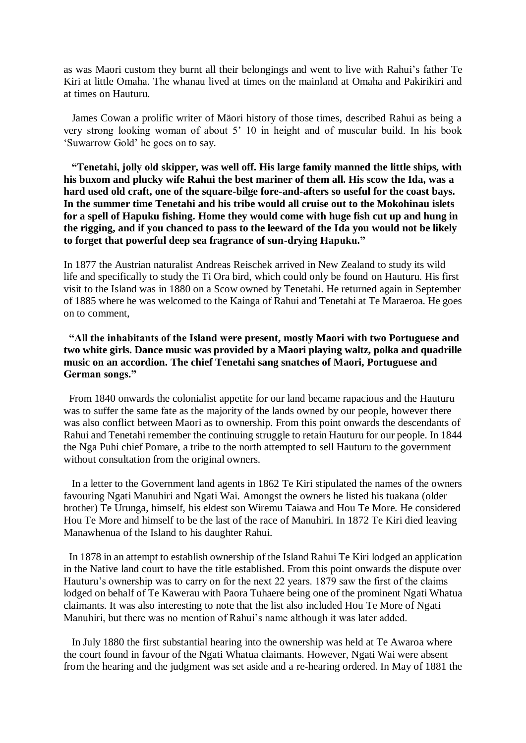as was Maori custom they burnt all their belongings and went to live with Rahui's father Te Kiri at little Omaha. The whanau lived at times on the mainland at Omaha and Pakirikiri and at times on Hauturu.

James Cowan a prolific writer of Mäori history of those times, described Rahui as being a very strong looking woman of about 5' 10 in height and of muscular build. In his book 'Suwarrow Gold' he goes on to say.

**"Tenetahi, jolly old skipper, was well off. His large family manned the little ships, with his buxom and plucky wife Rahui the best mariner of them all. His scow the Ida, was a hard used old craft, one of the square-bilge fore-and-afters so useful for the coast bays. In the summer time Tenetahi and his tribe would all cruise out to the Mokohinau islets for a spell of Hapuku fishing. Home they would come with huge fish cut up and hung in the rigging, and if you chanced to pass to the leeward of the Ida you would not be likely to forget that powerful deep sea fragrance of sun-drying Hapuku."**

In 1877 the Austrian naturalist Andreas Reischek arrived in New Zealand to study its wild life and specifically to study the Ti Ora bird, which could only be found on Hauturu. His first visit to the Island was in 1880 on a Scow owned by Tenetahi. He returned again in September of 1885 where he was welcomed to the Kainga of Rahui and Tenetahi at Te Maraeroa. He goes on to comment,

**"All the inhabitants of the Island were present, mostly Maori with two Portuguese and two white girls. Dance music was provided by a Maori playing waltz, polka and quadrille music on an accordion. The chief Tenetahi sang snatches of Maori, Portuguese and German songs."**

From 1840 onwards the colonialist appetite for our land became rapacious and the Hauturu was to suffer the same fate as the majority of the lands owned by our people, however there was also conflict between Maori as to ownership. From this point onwards the descendants of Rahui and Tenetahi remember the continuing struggle to retain Hauturu for our people. In 1844 the Nga Puhi chief Pomare, a tribe to the north attempted to sell Hauturu to the government without consultation from the original owners.

In a letter to the Government land agents in 1862 Te Kiri stipulated the names of the owners favouring Ngati Manuhiri and Ngati Wai. Amongst the owners he listed his tuakana (older brother) Te Urunga, himself, his eldest son Wiremu Taiawa and Hou Te More. He considered Hou Te More and himself to be the last of the race of Manuhiri. In 1872 Te Kiri died leaving Manawhenua of the Island to his daughter Rahui.

In 1878 in an attempt to establish ownership of the Island Rahui Te Kiri lodged an application in the Native land court to have the title established. From this point onwards the dispute over Hauturu's ownership was to carry on for the next 22 years. 1879 saw the first of the claims lodged on behalf of Te Kawerau with Paora Tuhaere being one of the prominent Ngati Whatua claimants. It was also interesting to note that the list also included Hou Te More of Ngati Manuhiri, but there was no mention of Rahui's name although it was later added.

In July 1880 the first substantial hearing into the ownership was held at Te Awaroa where the court found in favour of the Ngati Whatua claimants. However, Ngati Wai were absent from the hearing and the judgment was set aside and a re-hearing ordered. In May of 1881 the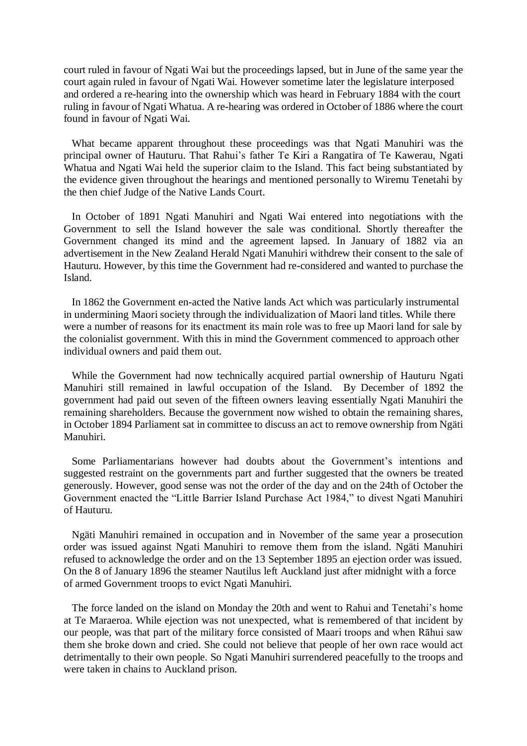court ruled in favour of Ngati Wai but the proceedings lapsed, but in June of the same year the court again ruled in favour of Ngati Wai. However sometime later the legislature interposed and ordered a re-hearing into the ownership which was heard in February 1884 with the court ruling in favour of Ngati Whatua. A re-hearing was ordered in October of 1886 where the court found in favour of Ngati Wai.

What became apparent throughout these proceedings was that Ngati Manuhiri was the principal owner of Hauturu. That Rahui's father Te Kiri a Rangatira of Te Kawerau, Ngati Whatua and Ngati Wai held the superior claim to the Island. This fact being substantiated by the evidence given throughout the hearings and mentioned personally to Wiremu Tenetahi by the then chief Judge of the Native Lands Court.

In October of 1891 Ngati Manuhiri and Ngati Wai entered into negotiations with the Government to sell the Island however the sale was conditional. Shortly thereafter the Government changed its mind and the agreement lapsed. In January of 1882 via an advertisement in the New Zealand Herald Ngati Manuhiri withdrew their consent to the sale of Hauturu. However, by this time the Government had re-considered and wanted to purchase the Island.

In 1862 the Government en-acted the Native lands Act which was particularly instrumental in undermining Maori society through the individualization of Maori land titles. While there were a number of reasons for its enactment its main role was to free up Maori land for sale by the colonialist government. With this in mind the Government commenced to approach other individual owners and paid them out.

While the Government had now technically acquired partial ownership of Hauturu Ngati Manuhiri still remained in lawful occupation of the Island. By December of 1892 the government had paid out seven of the fifteen owners leaving essentially Ngati Manuhiri the remaining shareholders. Because the government now wished to obtain the remaining shares, in October 1894 Parliament sat in committee to discuss an act to remove ownership from Ngäti Manuhiri.

Some Parliamentarians however had doubts about the Government's intentions and suggested restraint on the governments part and further suggested that the owners be treated generously. However, good sense was not the order of the day and on the 24th of October the Government enacted the "Little Barrier Island Purchase Act 1984," to divest Ngati Manuhiri of Hauturu.

Ngäti Manuhiri remained in occupation and in November of the same year a prosecution order was issued against Ngati Manuhiri to remove them from the island. Ngäti Manuhiri refused to acknowledge the order and on the 13 September 1895 an ejection order was issued. On the 8 of January 1896 the steamer Nautilus left Auckland just after midnight with a force of armed Government troops to evict Ngati Manuhiri.

The force landed on the island on Monday the 20th and went to Rahui and Tenetahi's home at Te Maraeroa. While ejection was not unexpected, what is remembered of that incident by our people, was that part of the military force consisted of Maari troops and when Rāhui saw them she broke down and cried. She could not believe that people of her own race would act detrimentally to their own people. So Ngati Manuhiri surrendered peacefully to the troops and were taken in chains to Auckland prison.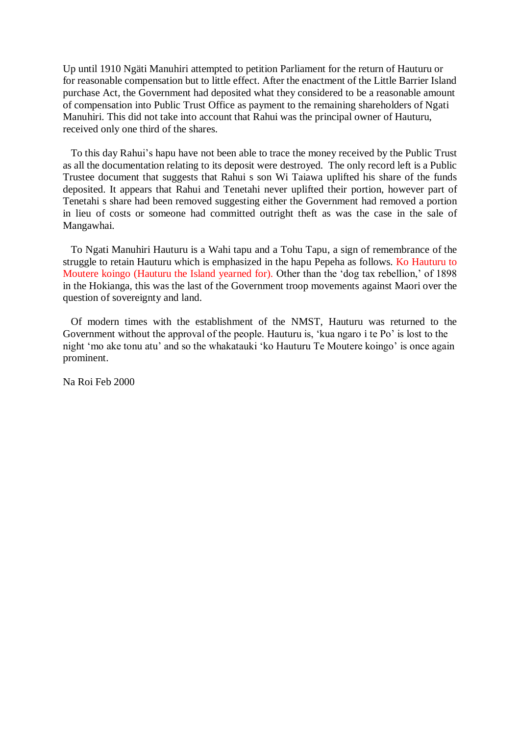Up until 1910 Ngäti Manuhiri attempted to petition Parliament for the return of Hauturu or for reasonable compensation but to little effect. After the enactment of the Little Barrier Island purchase Act, the Government had deposited what they considered to be a reasonable amount of compensation into Public Trust Office as payment to the remaining shareholders of Ngati Manuhiri. This did not take into account that Rahui was the principal owner of Hauturu, received only one third of the shares.

To this day Rahui's hapu have not been able to trace the money received by the Public Trust as all the documentation relating to its deposit were destroyed. The only record left is a Public Trustee document that suggests that Rahui s son Wi Taiawa uplifted his share of the funds deposited. It appears that Rahui and Tenetahi never uplifted their portion, however part of Tenetahi s share had been removed suggesting either the Government had removed a portion in lieu of costs or someone had committed outright theft as was the case in the sale of Mangawhai.

To Ngati Manuhiri Hauturu is a Wahi tapu and a Tohu Tapu, a sign of remembrance of the struggle to retain Hauturu which is emphasized in the hapu Pepeha as follows. Ko Hauturu to Moutere koingo (Hauturu the Island yearned for). Other than the 'dog tax rebellion,' of 1898 in the Hokianga, this was the last of the Government troop movements against Maori over the question of sovereignty and land.

Of modern times with the establishment of the NMST, Hauturu was returned to the Government without the approval of the people. Hauturu is, 'kua ngaro i te Po' is lost to the night 'mo ake tonu atu' and so the whakatauki 'ko Hauturu Te Moutere koingo' is once again prominent.

Na Roi Feb 2000